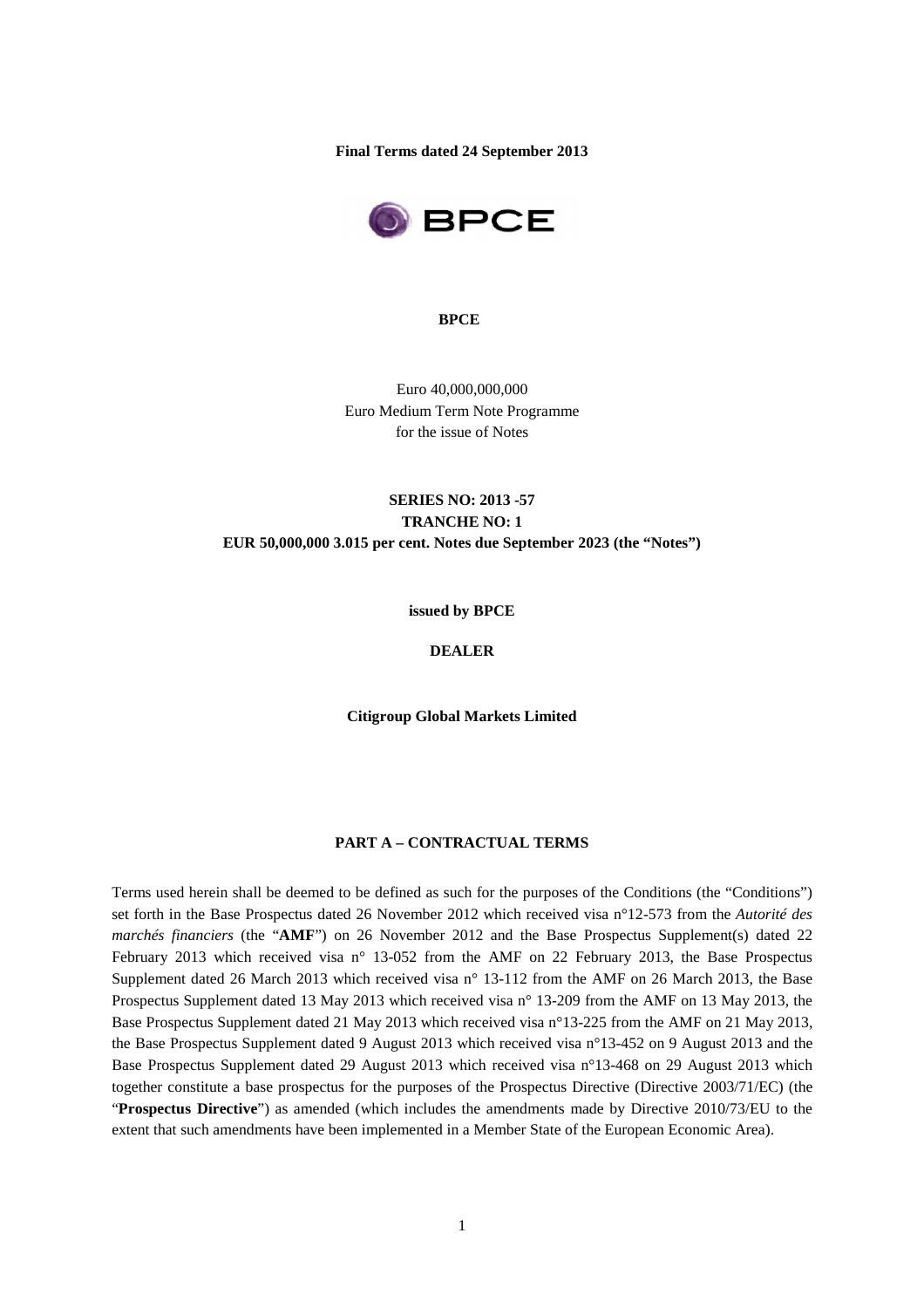**Final Terms dated 24 September 2013**

BPCE

**BPCE**

Euro 40,000,000,000
Euro Medium Term Note Programme
for the issue of Notes

**SERIES NO: 2013 -57**
**TRANCHE NO: 1**
**EUR 50,000,000 3.015 per cent. Notes due September 2023 (the "Notes")**

**issued by BPCE**

**DEALER**

**Citigroup Global Markets Limited**

## PART A – CONTRACTUAL TERMS

Terms used herein shall be deemed to be defined as such for the purposes of the Conditions (the "Conditions") set forth in the Base Prospectus dated 26 November 2012 which received visa n°12-573 from the *Autorité des marchés financiers* (the "**AMF**") on 26 November 2012 and the Base Prospectus Supplement(s) dated 22 February 2013 which received visa n° 13-052 from the AMF on 22 February 2013, the Base Prospectus Supplement dated 26 March 2013 which received visa n° 13-112 from the AMF on 26 March 2013, the Base Prospectus Supplement dated 13 May 2013 which received visa n° 13-209 from the AMF on 13 May 2013, the Base Prospectus Supplement dated 21 May 2013 which received visa n°13-225 from the AMF on 21 May 2013, the Base Prospectus Supplement dated 9 August 2013 which received visa n°13-452 on 9 August 2013 and the Base Prospectus Supplement dated 29 August 2013 which received visa n°13-468 on 29 August 2013 which together constitute a base prospectus for the purposes of the Prospectus Directive (Directive 2003/71/EC) (the "**Prospectus Directive**") as amended (which includes the amendments made by Directive 2010/73/EU to the extent that such amendments have been implemented in a Member State of the European Economic Area).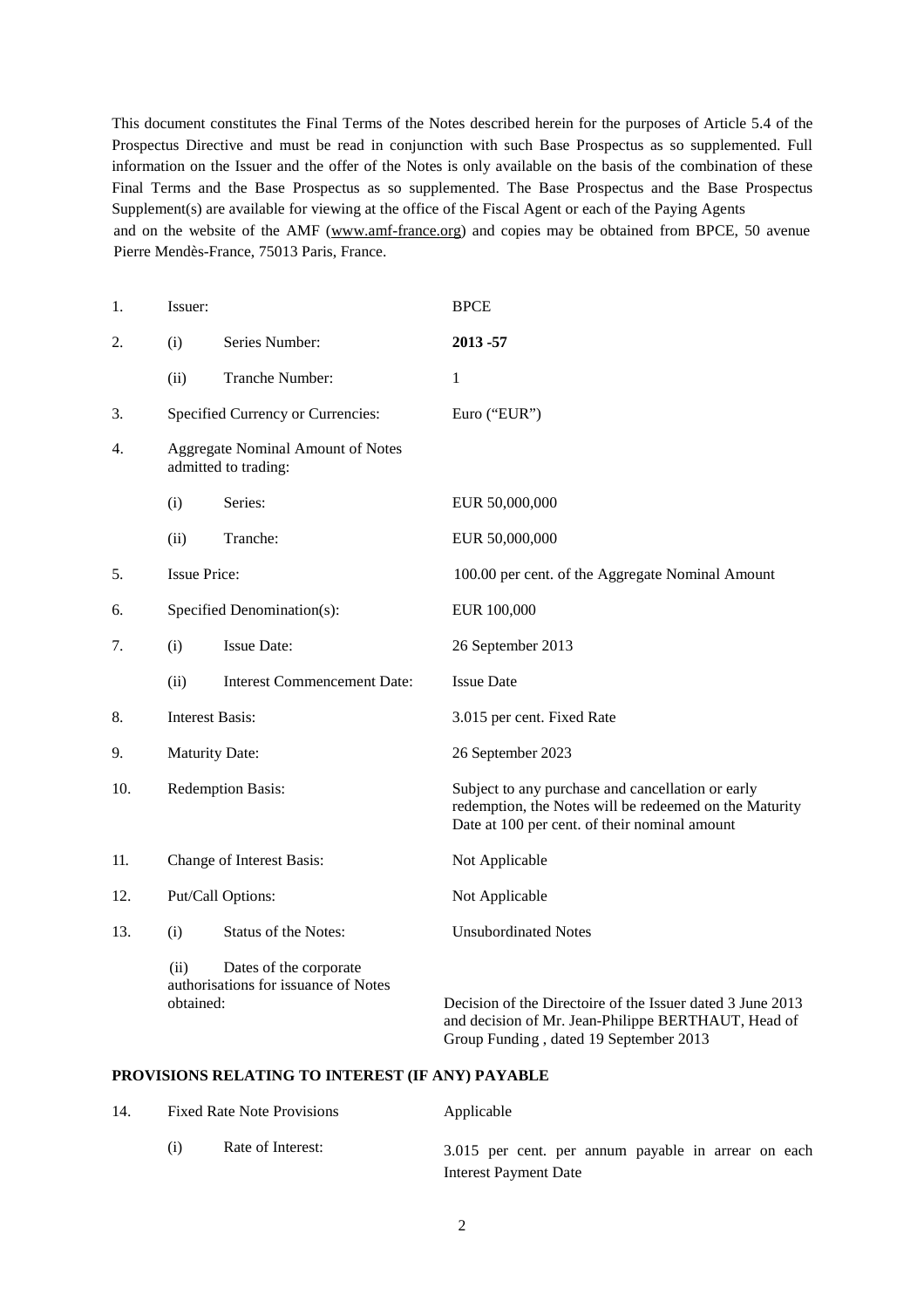This document constitutes the Final Terms of the Notes described herein for the purposes of Article 5.4 of the Prospectus Directive and must be read in conjunction with such Base Prospectus as so supplemented. Full information on the Issuer and the offer of the Notes is only available on the basis of the combination of these Final Terms and the Base Prospectus as so supplemented. The Base Prospectus and the Base Prospectus Supplement(s) are available for viewing at the office of the Fiscal Agent or each of the Paying Agents and on the website of the AMF (www.amf-france.org) and copies may be obtained from BPCE, 50 avenue Pierre Mendès-France, 75013 Paris, France.

| | | | |
|---|---|---|---|
| 1. | Issuer: | | BPCE |
| 2. | (i) | Series Number: | **2013 -57** |
| | (ii) | Tranche Number: | 1 |
| 3. | Specified Currency or Currencies: | | Euro ("EUR") |
| 4. | Aggregate Nominal Amount of Notes admitted to trading: | | |
| | (i) | Series: | EUR 50,000,000 |
| | (ii) | Tranche: | EUR 50,000,000 |
| 5. | Issue Price: | | 100.00 per cent. of the Aggregate Nominal Amount |
| 6. | Specified Denomination(s): | | EUR 100,000 |
| 7. | (i) | Issue Date: | 26 September 2013 |
| | (ii) | Interest Commencement Date: | Issue Date |
| 8. | Interest Basis: | | 3.015 per cent. Fixed Rate |
| 9. | Maturity Date: | | 26 September 2023 |
| 10. | Redemption Basis: | | Subject to any purchase and cancellation or early redemption, the Notes will be redeemed on the Maturity Date at 100 per cent. of their nominal amount |
| 11. | Change of Interest Basis: | | Not Applicable |
| 12. | Put/Call Options: | | Not Applicable |
| 13. | (i) | Status of the Notes: | Unsubordinated Notes |
| | (ii) | Dates of the corporate authorisations for issuance of Notes obtained: | Decision of the Directoire of the Issuer dated 3 June 2013 and decision of Mr. Jean-Philippe BERTHAUT, Head of Group Funding , dated 19 September 2013 |

**PROVISIONS RELATING TO INTEREST (IF ANY) PAYABLE**

| | | | |
|---|---|---|---|
| 14. | Fixed Rate Note Provisions | | Applicable |
| | (i) | Rate of Interest: | 3.015 per cent. per annum payable in arrear on each Interest Payment Date |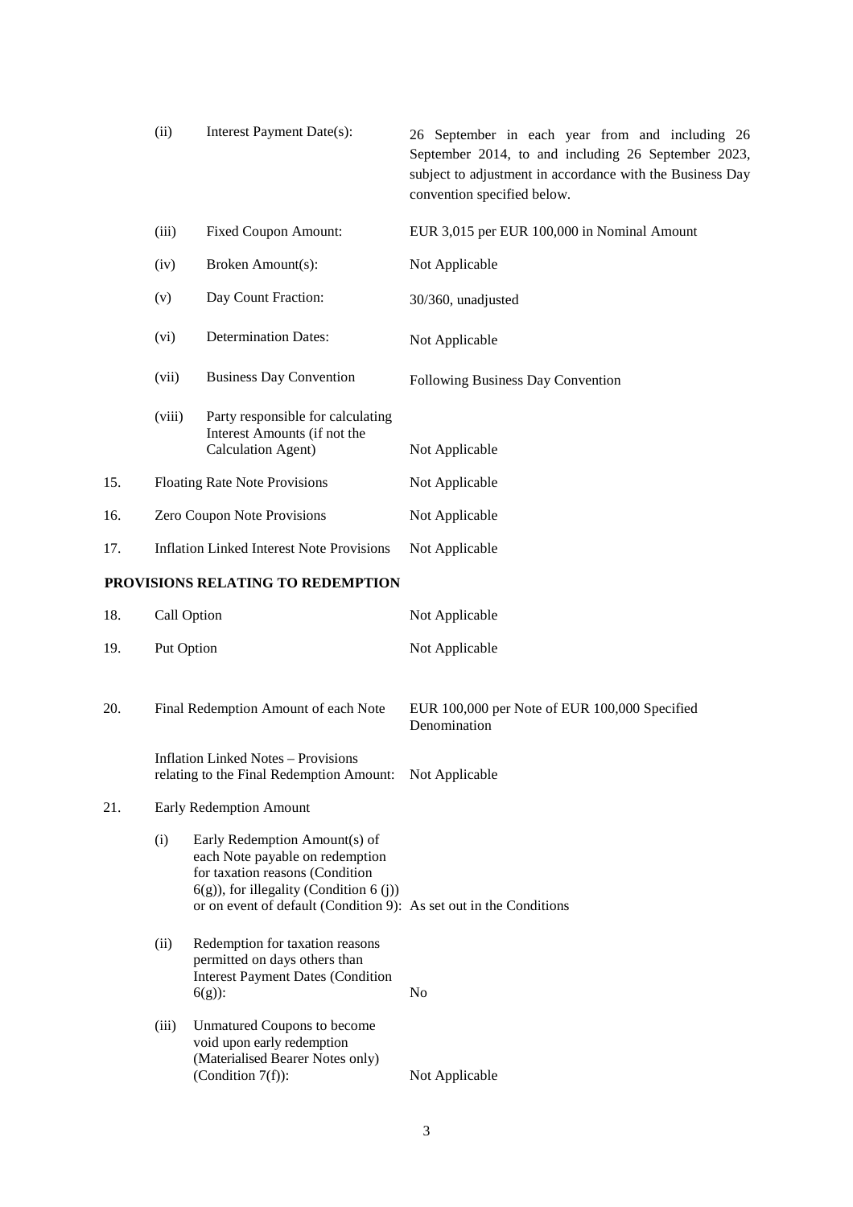| | | | |
|---|---|---|---|
| | (ii) | Interest Payment Date(s): | 26 September in each year from and including 26 September 2014, to and including 26 September 2023, subject to adjustment in accordance with the Business Day convention specified below. |
| | (iii) | Fixed Coupon Amount: | EUR 3,015 per EUR 100,000 in Nominal Amount |
| | (iv) | Broken Amount(s): | Not Applicable |
| | (v) | Day Count Fraction: | 30/360, unadjusted |
| | (vi) | Determination Dates: | Not Applicable |
| | (vii) | Business Day Convention | Following Business Day Convention |
| | (viii) | Party responsible for calculating Interest Amounts (if not the Calculation Agent) | Not Applicable |
| 15. | Floating Rate Note Provisions | | Not Applicable |
| 16. | Zero Coupon Note Provisions | | Not Applicable |
| 17. | Inflation Linked Interest Note Provisions | | Not Applicable |

**PROVISIONS RELATING TO REDEMPTION**

| | | | |
|---|---|---|---|
| 18. | Call Option | | Not Applicable |
| 19. | Put Option | | Not Applicable |
| 20. | Final Redemption Amount of each Note | | EUR 100,000 per Note of EUR 100,000 Specified Denomination |
| | Inflation Linked Notes – Provisions relating to the Final Redemption Amount: | | Not Applicable |
| 21. | Early Redemption Amount | | |
| | (i) | Early Redemption Amount(s) of each Note payable on redemption for taxation reasons (Condition 6(g)), for illegality (Condition 6 (j)) or on event of default (Condition 9): | As set out in the Conditions |
| | (ii) | Redemption for taxation reasons permitted on days others than Interest Payment Dates (Condition 6(g)): | No |
| | (iii) | Unmatured Coupons to become void upon early redemption (Materialised Bearer Notes only) (Condition 7(f)): | Not Applicable |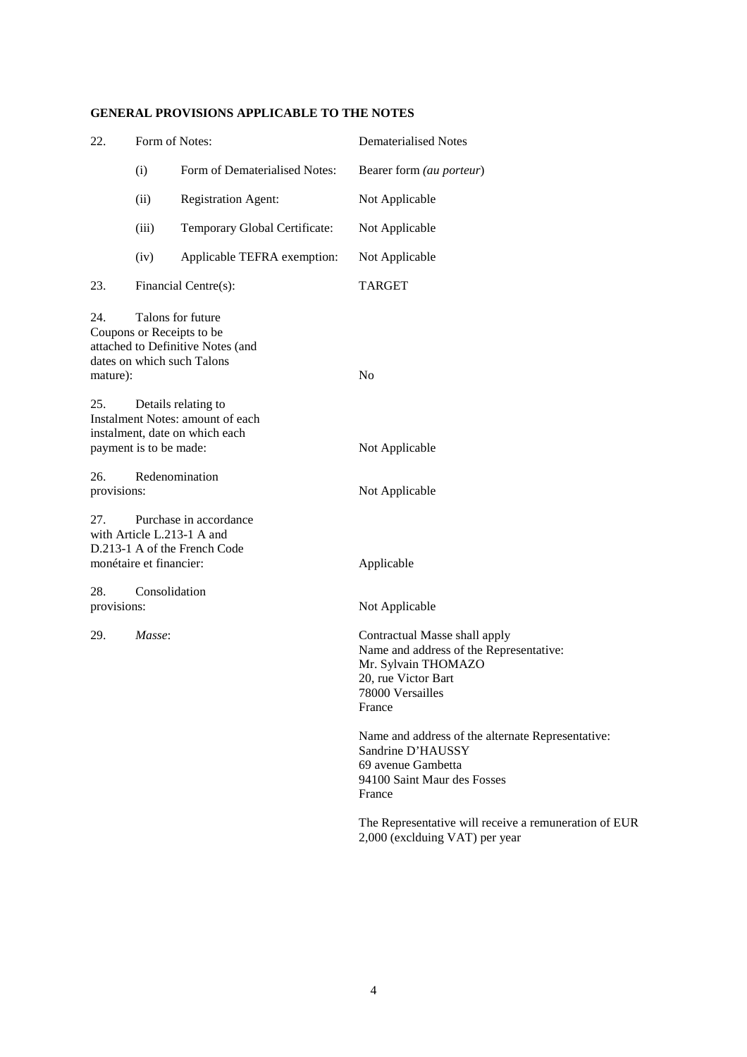**GENERAL PROVISIONS APPLICABLE TO THE NOTES**

| | | |
|---|---|---|
| 22. | Form of Notes: | Dematerialised Notes |
| | (i) Form of Dematerialised Notes: | Bearer form *(au porteur)* |
| | (ii) Registration Agent: | Not Applicable |
| | (iii) Temporary Global Certificate: | Not Applicable |
| | (iv) Applicable TEFRA exemption: | Not Applicable |
| 23. | Financial Centre(s): | TARGET |
| 24. | Talons for future Coupons or Receipts to be attached to Definitive Notes (and dates on which such Talons mature): | No |
| 25. | Details relating to Instalment Notes: amount of each instalment, date on which each payment is to be made: | Not Applicable |
| 26. | Redenomination provisions: | Not Applicable |
| 27. | Purchase in accordance with Article L.213-1 A and D.213-1 A of the French Code monétaire et financier: | Applicable |
| 28. | Consolidation provisions: | Not Applicable |
| 29. | *Masse*: | Contractual Masse shall apply<br>Name and address of the Representative:<br>Mr. Sylvain THOMAZO<br>20, rue Victor Bart<br>78000 Versailles<br>France<br><br>Name and address of the alternate Representative:<br>Sandrine D'HAUSSY<br>69 avenue Gambetta<br>94100 Saint Maur des Fosses<br>France<br><br>The Representative will receive a remuneration of EUR 2,000 (exclduing VAT) per year |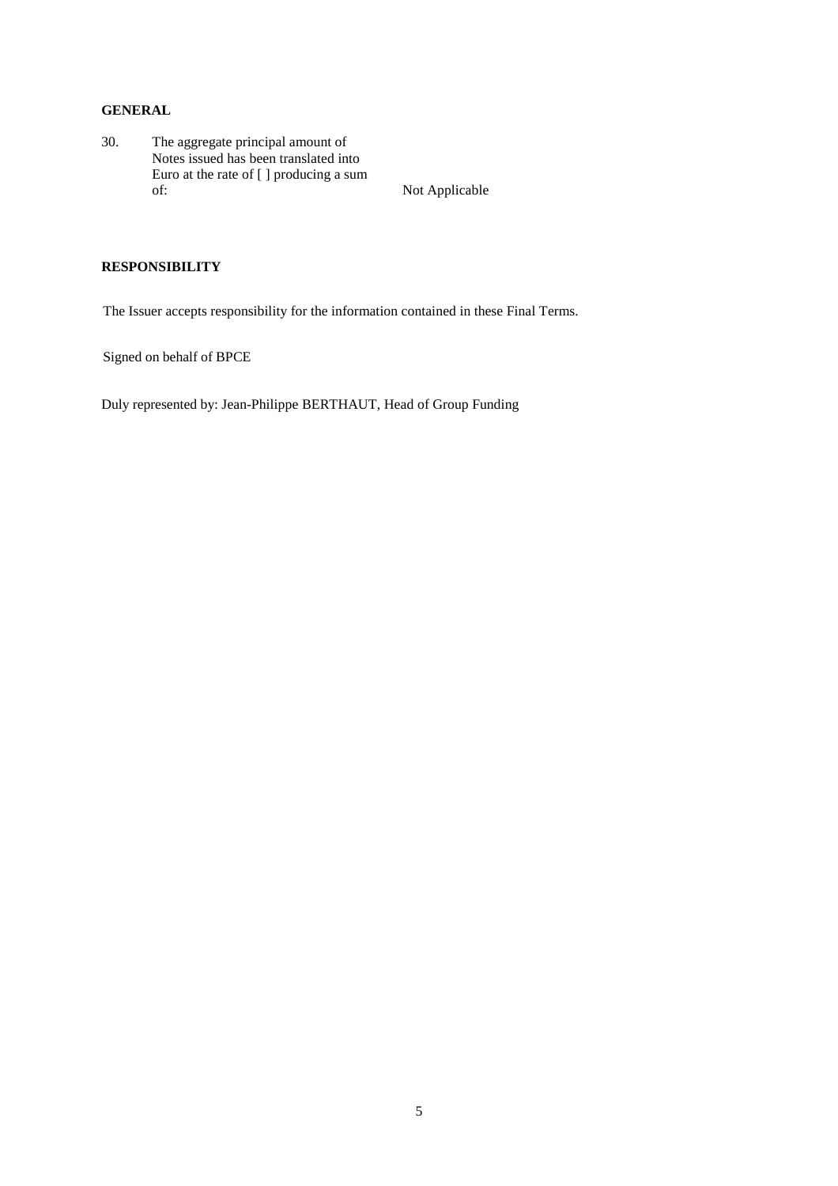**GENERAL**

| | | |
|---|---|---|
| 30. | The aggregate principal amount of Notes issued has been translated into Euro at the rate of [ ] producing a sum of: | Not Applicable |

**RESPONSIBILITY**

The Issuer accepts responsibility for the information contained in these Final Terms.

Signed on behalf of BPCE

Duly represented by: Jean-Philippe BERTHAUT, Head of Group Funding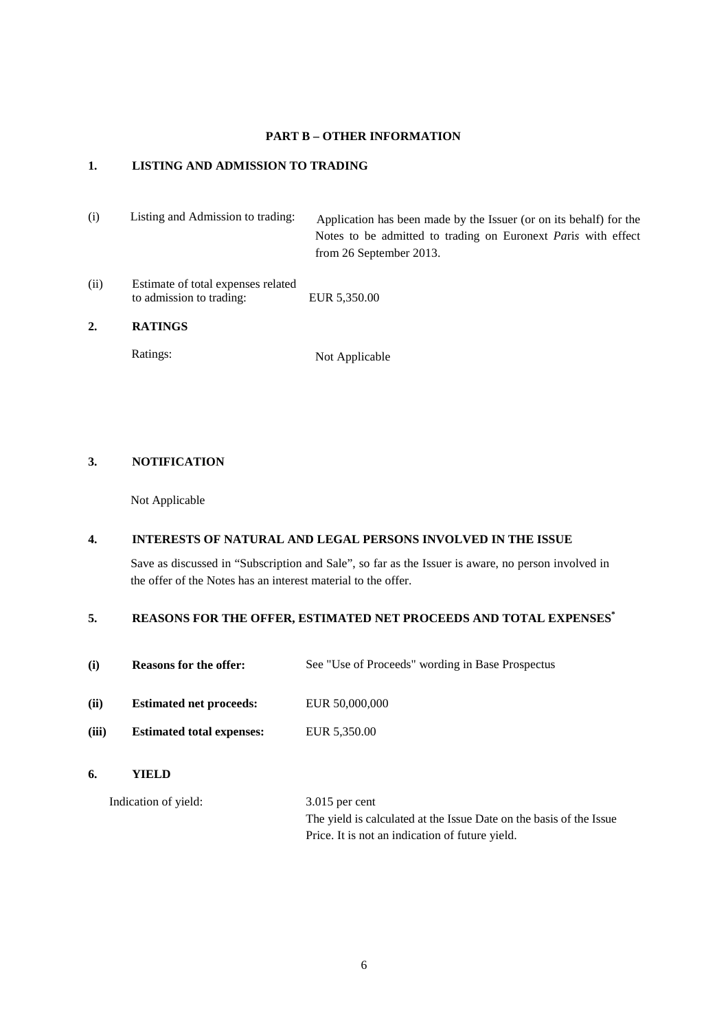## PART B – OTHER INFORMATION

### 1. LISTING AND ADMISSION TO TRADING

| | | |
|---|---|---|
| (i) | Listing and Admission to trading: | Application has been made by the Issuer (or on its behalf) for the Notes to be admitted to trading on Euronext *Paris* with effect from 26 September 2013. |
| (ii) | Estimate of total expenses related to admission to trading: | EUR 5,350.00 |

### 2. RATINGS

Ratings: Not Applicable

### 3. NOTIFICATION

Not Applicable

### 4. INTERESTS OF NATURAL AND LEGAL PERSONS INVOLVED IN THE ISSUE

Save as discussed in "Subscription and Sale", so far as the Issuer is aware, no person involved in the offer of the Notes has an interest material to the offer.

### 5. REASONS FOR THE OFFER, ESTIMATED NET PROCEEDS AND TOTAL EXPENSES*

| | | |
|---|---|---|
| **(i)** | **Reasons for the offer:** | See "Use of Proceeds" wording in Base Prospectus |
| **(ii)** | **Estimated net proceeds:** | EUR 50,000,000 |
| **(iii)** | **Estimated total expenses:** | EUR 5,350.00 |

### 6. YIELD

Indication of yield: 3.015 per cent

The yield is calculated at the Issue Date on the basis of the Issue Price. It is not an indication of future yield.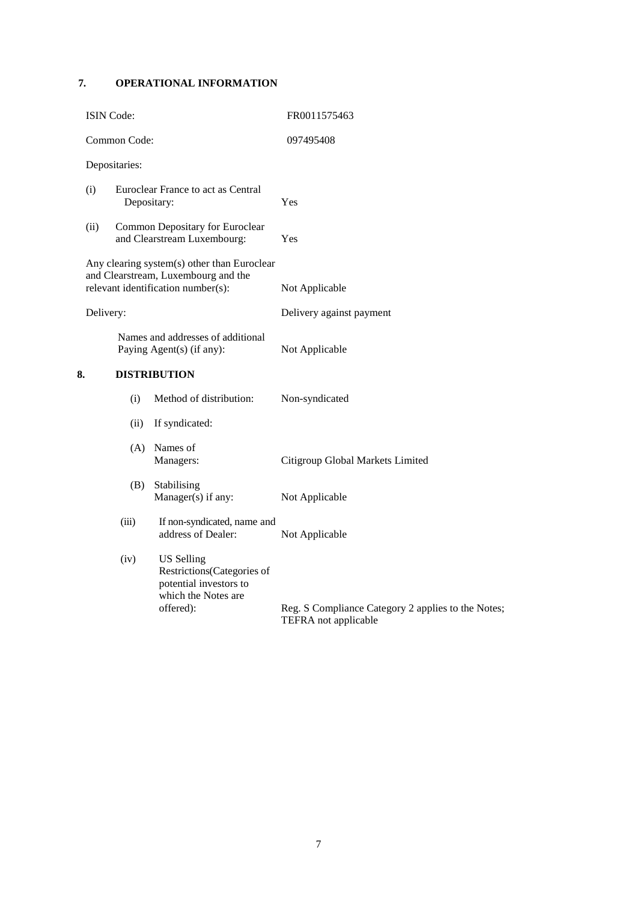## 7. OPERATIONAL INFORMATION

| | |
|---|---|
| ISIN Code: | FR0011575463 |
| Common Code: | 097495408 |
| Depositaries: | |
| (i) Euroclear France to act as Central Depositary: | Yes |
| (ii) Common Depositary for Euroclear and Clearstream Luxembourg: | Yes |
| Any clearing system(s) other than Euroclear and Clearstream, Luxembourg and the relevant identification number(s): | Not Applicable |
| Delivery: | Delivery against payment |
| Names and addresses of additional Paying Agent(s) (if any): | Not Applicable |

## 8. DISTRIBUTION

| | |
|---|---|
| (i) Method of distribution: | Non-syndicated |
| (ii) If syndicated: | |
| (A) Names of Managers: | Citigroup Global Markets Limited |
| (B) Stabilising Manager(s) if any: | Not Applicable |
| (iii) If non-syndicated, name and address of Dealer: | Not Applicable |
| (iv) US Selling Restrictions(Categories of potential investors to which the Notes are offered): | Reg. S Compliance Category 2 applies to the Notes; TEFRA not applicable |